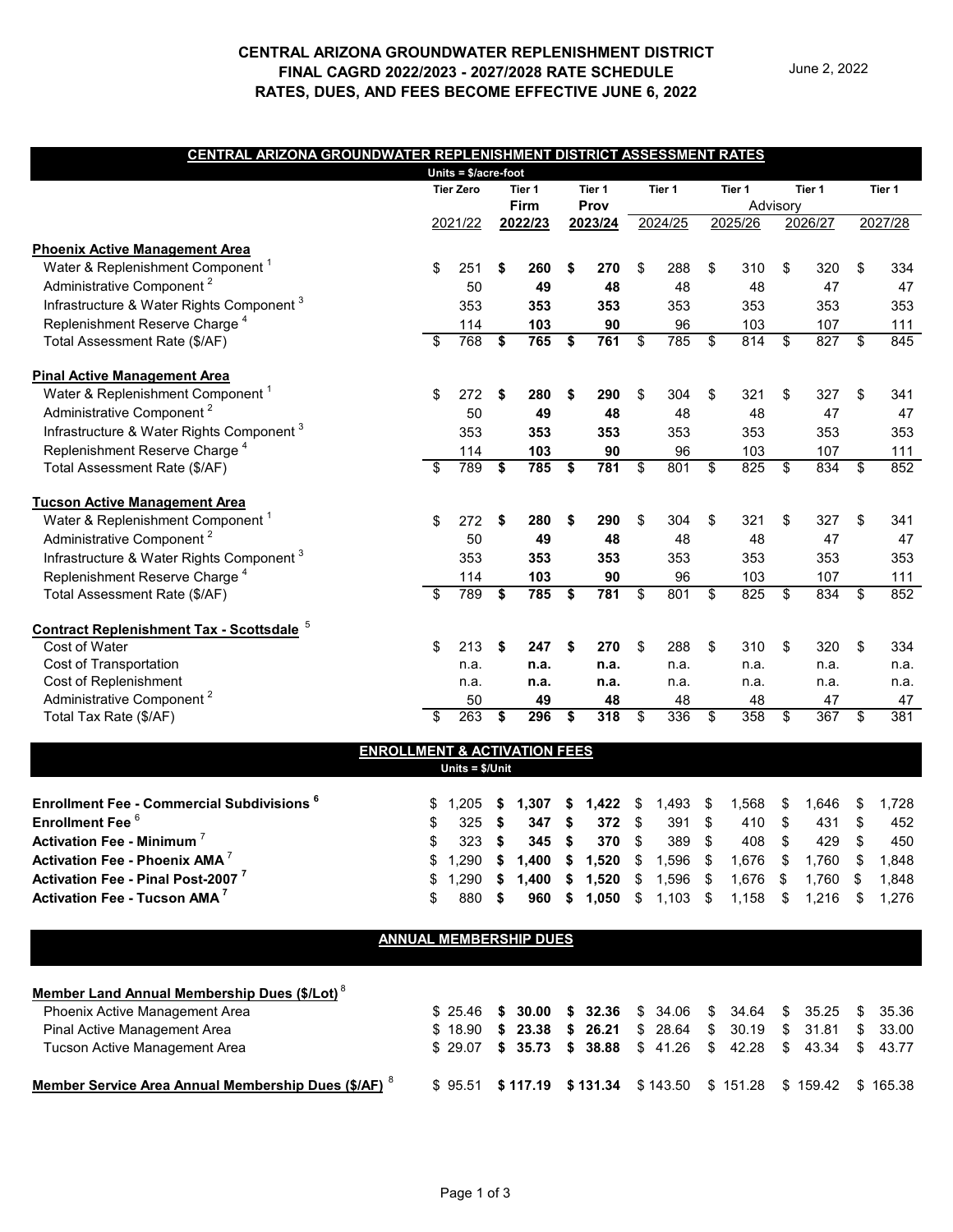# CENTRAL ARIZONA GROUNDWATER REPLENISHMENT DISTRICT
# FINAL CAGRD 2022/2023 - 2027/2028 RATE SCHEDULE
# RATES, DUES, AND FEES BECOME EFFECTIVE JUNE 6, 2022

June 2, 2022

## CENTRAL ARIZONA GROUNDWATER REPLENISHMENT DISTRICT ASSESSMENT RATES

Units = $/acre-foot

| | Tier Zero | Tier 1 | Tier 1 | Tier 1 | Tier 1 | Tier 1 | Tier 1 |
|---|---|---|---|---|---|---|---|
| | | **Firm** | **Prov** | Advisory | | | |
| | 2021/22 | **2022/23** | **2023/24** | 2024/25 | 2025/26 | 2026/27 | 2027/28 |
| **Phoenix Active Management Area** | | | | | | | |
| Water & Replenishment Component [1] | $ 251 | **$ 260** | **$ 270** | $ 288 | $ 310 | $ 320 | $ 334 |
| Administrative Component [2] | 50 | **49** | **48** | 48 | 48 | 47 | 47 |
| Infrastructure & Water Rights Component [3] | 353 | **353** | **353** | 353 | 353 | 353 | 353 |
| Replenishment Reserve Charge [4] | 114 | **103** | **90** | 96 | 103 | 107 | 111 |
| Total Assessment Rate ($/AF) | $ 768 | **$ 765** | **$ 761** | $ 785 | $ 814 | $ 827 | $ 845 |
| **Pinal Active Management Area** | | | | | | | |
| Water & Replenishment Component [1] | $ 272 | **$ 280** | **$ 290** | $ 304 | $ 321 | $ 327 | $ 341 |
| Administrative Component [2] | 50 | **49** | **48** | 48 | 48 | 47 | 47 |
| Infrastructure & Water Rights Component [3] | 353 | **353** | **353** | 353 | 353 | 353 | 353 |
| Replenishment Reserve Charge [4] | 114 | **103** | **90** | 96 | 103 | 107 | 111 |
| Total Assessment Rate ($/AF) | $ 789 | **$ 785** | **$ 781** | $ 801 | $ 825 | $ 834 | $ 852 |
| **Tucson Active Management Area** | | | | | | | |
| Water & Replenishment Component [1] | $ 272 | **$ 280** | **$ 290** | $ 304 | $ 321 | $ 327 | $ 341 |
| Administrative Component [2] | 50 | **49** | **48** | 48 | 48 | 47 | 47 |
| Infrastructure & Water Rights Component [3] | 353 | **353** | **353** | 353 | 353 | 353 | 353 |
| Replenishment Reserve Charge [4] | 114 | **103** | **90** | 96 | 103 | 107 | 111 |
| Total Assessment Rate ($/AF) | $ 789 | **$ 785** | **$ 781** | $ 801 | $ 825 | $ 834 | $ 852 |
| **Contract Replenishment Tax - Scottsdale** [5] | | | | | | | |
| Cost of Water | $ 213 | **$ 247** | **$ 270** | $ 288 | $ 310 | $ 320 | $ 334 |
| Cost of Transportation | n.a. | **n.a.** | **n.a.** | n.a. | n.a. | n.a. | n.a. |
| Cost of Replenishment | n.a. | **n.a.** | **n.a.** | n.a. | n.a. | n.a. | n.a. |
| Administrative Component [2] | 50 | **49** | **48** | 48 | 48 | 47 | 47 |
| Total Tax Rate ($/AF) | $ 263 | **$ 296** | **$ 318** | $ 336 | $ 358 | $ 367 | $ 381 |

## ENROLLMENT & ACTIVATION FEES

Units = $/Unit

| | 2021/22 | 2022/23 | 2023/24 | 2024/25 | 2025/26 | 2026/27 | 2027/28 |
|---|---|---|---|---|---|---|---|
| **Enrollment Fee - Commercial Subdivisions [6]** | $ 1,205 | **$ 1,307** | **$ 1,422** | $ 1,493 | $ 1,568 | $ 1,646 | $ 1,728 |
| **Enrollment Fee** [6] | $ 325 | **$ 347** | **$ 372** | $ 391 | $ 410 | $ 431 | $ 452 |
| **Activation Fee - Minimum** [7] | $ 323 | **$ 345** | **$ 370** | $ 389 | $ 408 | $ 429 | $ 450 |
| **Activation Fee - Phoenix AMA** [7] | $ 1,290 | **$ 1,400** | **$ 1,520** | $ 1,596 | $ 1,676 | $ 1,760 | $ 1,848 |
| **Activation Fee - Pinal Post-2007** [7] | $ 1,290 | **$ 1,400** | **$ 1,520** | $ 1,596 | $ 1,676 | $ 1,760 | $ 1,848 |
| **Activation Fee - Tucson AMA** [7] | $ 880 | **$ 960** | **$ 1,050** | $ 1,103 | $ 1,158 | $ 1,216 | $ 1,276 |

## ANNUAL MEMBERSHIP DUES

| | 2021/22 | 2022/23 | 2023/24 | 2024/25 | 2025/26 | 2026/27 | 2027/28 |
|---|---|---|---|---|---|---|---|
| **Member Land Annual Membership Dues ($/Lot)** [8] | | | | | | | |
| Phoenix Active Management Area | $ 25.46 | **$ 30.00** | **$ 32.36** | $ 34.06 | $ 34.64 | $ 35.25 | $ 35.36 |
| Pinal Active Management Area | $ 18.90 | **$ 23.38** | **$ 26.21** | $ 28.64 | $ 30.19 | $ 31.81 | $ 33.00 |
| Tucson Active Management Area | $ 29.07 | **$ 35.73** | **$ 38.88** | $ 41.26 | $ 42.28 | $ 43.34 | $ 43.77 |
| **Member Service Area Annual Membership Dues ($/AF)** [8] | $ 95.51 | **$ 117.19** | **$ 131.34** | $ 143.50 | $ 151.28 | $ 159.42 | $ 165.38 |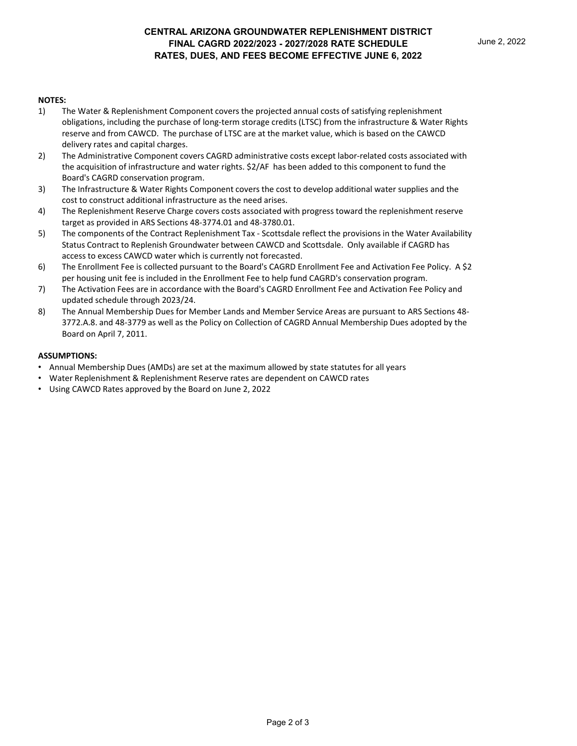# CENTRAL ARIZONA GROUNDWATER REPLENISHMENT DISTRICT
## FINAL CAGRD 2022/2023 - 2027/2028 RATE SCHEDULE
## RATES, DUES, AND FEES BECOME EFFECTIVE JUNE 6, 2022

June 2, 2022

**NOTES:**

1) The Water & Replenishment Component covers the projected annual costs of satisfying replenishment obligations, including the purchase of long-term storage credits (LTSC) from the infrastructure & Water Rights reserve and from CAWCD. The purchase of LTSC are at the market value, which is based on the CAWCD delivery rates and capital charges.
2) The Administrative Component covers CAGRD administrative costs except labor-related costs associated with the acquisition of infrastructure and water rights. $2/AF has been added to this component to fund the Board's CAGRD conservation program.
3) The Infrastructure & Water Rights Component covers the cost to develop additional water supplies and the cost to construct additional infrastructure as the need arises.
4) The Replenishment Reserve Charge covers costs associated with progress toward the replenishment reserve target as provided in ARS Sections 48-3774.01 and 48-3780.01.
5) The components of the Contract Replenishment Tax - Scottsdale reflect the provisions in the Water Availability Status Contract to Replenish Groundwater between CAWCD and Scottsdale. Only available if CAGRD has access to excess CAWCD water which is currently not forecasted.
6) The Enrollment Fee is collected pursuant to the Board's CAGRD Enrollment Fee and Activation Fee Policy. A $2 per housing unit fee is included in the Enrollment Fee to help fund CAGRD's conservation program.
7) The Activation Fees are in accordance with the Board's CAGRD Enrollment Fee and Activation Fee Policy and updated schedule through 2023/24.
8) The Annual Membership Dues for Member Lands and Member Service Areas are pursuant to ARS Sections 48-3772.A.8. and 48-3779 as well as the Policy on Collection of CAGRD Annual Membership Dues adopted by the Board on April 7, 2011.

**ASSUMPTIONS:**

- Annual Membership Dues (AMDs) are set at the maximum allowed by state statutes for all years
- Water Replenishment & Replenishment Reserve rates are dependent on CAWCD rates
- Using CAWCD Rates approved by the Board on June 2, 2022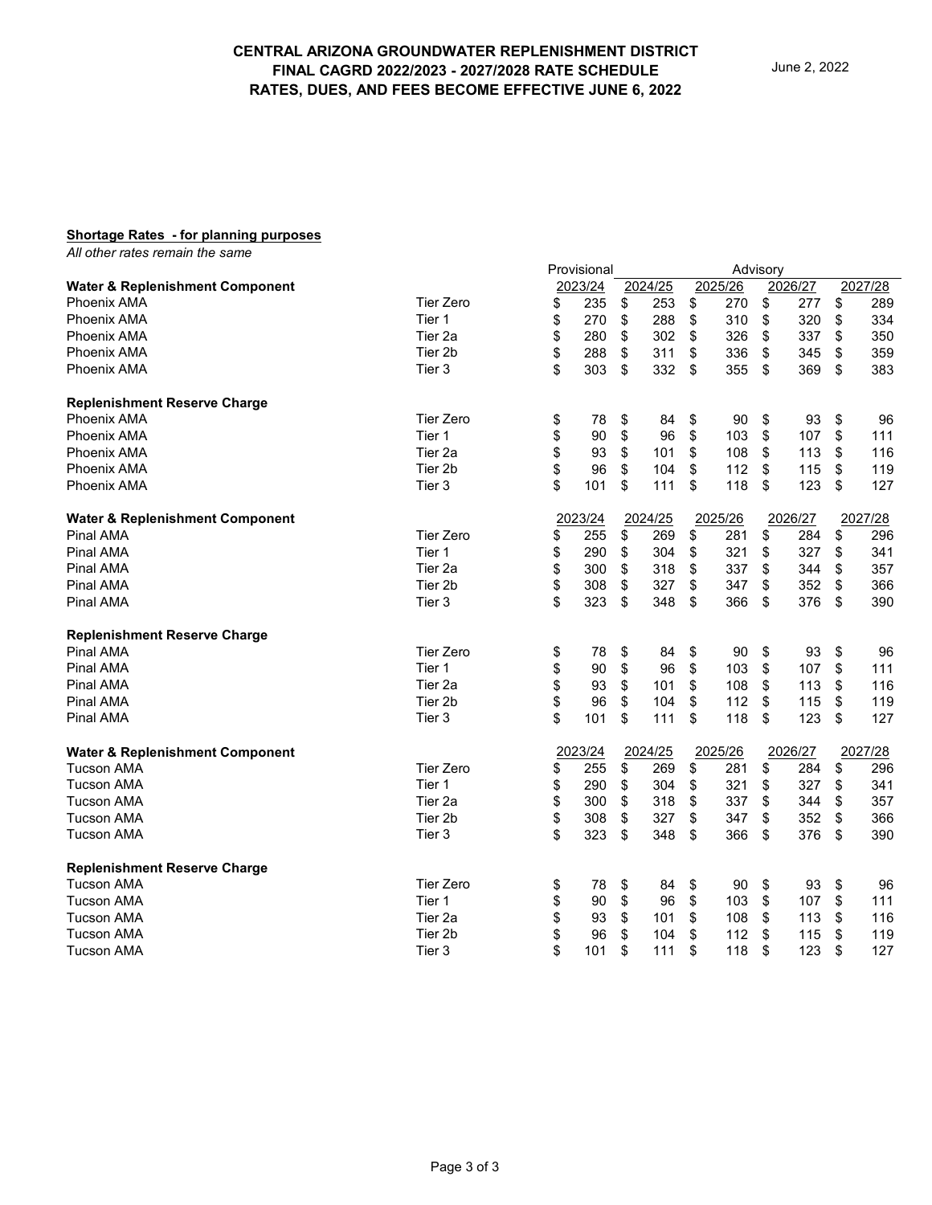# CENTRAL ARIZONA GROUNDWATER REPLENISHMENT DISTRICT
## FINAL CAGRD 2022/2023 - 2027/2028 RATE SCHEDULE
## RATES, DUES, AND FEES BECOME EFFECTIVE JUNE 6, 2022

June 2, 2022

**Shortage Rates - for planning purposes**

*All other rates remain the same*

| | | Provisional | Advisory | | | |
|---|---|---|---|---|---|---|
| **Water & Replenishment Component** | | 2023/24 | 2024/25 | 2025/26 | 2026/27 | 2027/28 |
| Phoenix AMA | Tier Zero | $ 235 | $ 253 | $ 270 | $ 277 | $ 289 |
| Phoenix AMA | Tier 1 | $ 270 | $ 288 | $ 310 | $ 320 | $ 334 |
| Phoenix AMA | Tier 2a | $ 280 | $ 302 | $ 326 | $ 337 | $ 350 |
| Phoenix AMA | Tier 2b | $ 288 | $ 311 | $ 336 | $ 345 | $ 359 |
| Phoenix AMA | Tier 3 | $ 303 | $ 332 | $ 355 | $ 369 | $ 383 |
| **Replenishment Reserve Charge** | | | | | | |
| Phoenix AMA | Tier Zero | $ 78 | $ 84 | $ 90 | $ 93 | $ 96 |
| Phoenix AMA | Tier 1 | $ 90 | $ 96 | $ 103 | $ 107 | $ 111 |
| Phoenix AMA | Tier 2a | $ 93 | $ 101 | $ 108 | $ 113 | $ 116 |
| Phoenix AMA | Tier 2b | $ 96 | $ 104 | $ 112 | $ 115 | $ 119 |
| Phoenix AMA | Tier 3 | $ 101 | $ 111 | $ 118 | $ 123 | $ 127 |
| **Water & Replenishment Component** | | 2023/24 | 2024/25 | 2025/26 | 2026/27 | 2027/28 |
| Pinal AMA | Tier Zero | $ 255 | $ 269 | $ 281 | $ 284 | $ 296 |
| Pinal AMA | Tier 1 | $ 290 | $ 304 | $ 321 | $ 327 | $ 341 |
| Pinal AMA | Tier 2a | $ 300 | $ 318 | $ 337 | $ 344 | $ 357 |
| Pinal AMA | Tier 2b | $ 308 | $ 327 | $ 347 | $ 352 | $ 366 |
| Pinal AMA | Tier 3 | $ 323 | $ 348 | $ 366 | $ 376 | $ 390 |
| **Replenishment Reserve Charge** | | | | | | |
| Pinal AMA | Tier Zero | $ 78 | $ 84 | $ 90 | $ 93 | $ 96 |
| Pinal AMA | Tier 1 | $ 90 | $ 96 | $ 103 | $ 107 | $ 111 |
| Pinal AMA | Tier 2a | $ 93 | $ 101 | $ 108 | $ 113 | $ 116 |
| Pinal AMA | Tier 2b | $ 96 | $ 104 | $ 112 | $ 115 | $ 119 |
| Pinal AMA | Tier 3 | $ 101 | $ 111 | $ 118 | $ 123 | $ 127 |
| **Water & Replenishment Component** | | 2023/24 | 2024/25 | 2025/26 | 2026/27 | 2027/28 |
| Tucson AMA | Tier Zero | $ 255 | $ 269 | $ 281 | $ 284 | $ 296 |
| Tucson AMA | Tier 1 | $ 290 | $ 304 | $ 321 | $ 327 | $ 341 |
| Tucson AMA | Tier 2a | $ 300 | $ 318 | $ 337 | $ 344 | $ 357 |
| Tucson AMA | Tier 2b | $ 308 | $ 327 | $ 347 | $ 352 | $ 366 |
| Tucson AMA | Tier 3 | $ 323 | $ 348 | $ 366 | $ 376 | $ 390 |
| **Replenishment Reserve Charge** | | | | | | |
| Tucson AMA | Tier Zero | $ 78 | $ 84 | $ 90 | $ 93 | $ 96 |
| Tucson AMA | Tier 1 | $ 90 | $ 96 | $ 103 | $ 107 | $ 111 |
| Tucson AMA | Tier 2a | $ 93 | $ 101 | $ 108 | $ 113 | $ 116 |
| Tucson AMA | Tier 2b | $ 96 | $ 104 | $ 112 | $ 115 | $ 119 |
| Tucson AMA | Tier 3 | $ 101 | $ 111 | $ 118 | $ 123 | $ 127 |